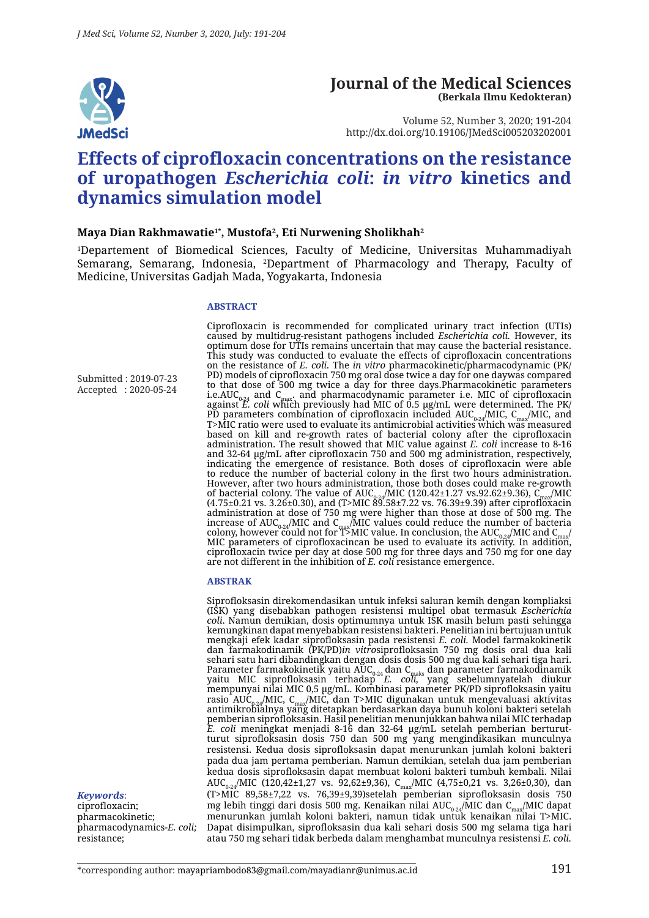# Journal of the Medical Sciences

**(Berkala Ilmu Kedokteran)**

Volume 52, Number 3, 2020; 191-204
http://dx.doi.org/10.19106/JMedSci005203202001

# Effects of ciprofloxacin concentrations on the resistance of uropathogen *Escherichia coli*: *in vitro* kinetics and dynamics simulation model

**Maya Dian Rakhmawatie[1*], Mustofa[2], Eti Nurwening Sholikhah[2]**

[1]Departement of Biomedical Sciences, Faculty of Medicine, Universitas Muhammadiyah Semarang, Semarang, Indonesia, [2]Department of Pharmacology and Therapy, Faculty of Medicine, Universitas Gadjah Mada, Yogyakarta, Indonesia

Submitted : 2019-07-23
Accepted : 2020-05-24

### ABSTRACT

Ciprofloxacin is recommended for complicated urinary tract infection (UTIs) caused by multidrug-resistant pathogens included *Escherichia coli*. However, its optimum dose for UTIs remains uncertain that may cause the bacterial resistance. This study was conducted to evaluate the effects of ciprofloxacin concentrations on the resistance of *E. coli*. The *in vitro* pharmacokinetic/pharmacodynamic (PK/PD) models of ciprofloxacin 750 mg oral dose twice a day for one daywas compared to that dose of 500 mg twice a day for three days.Pharmacokinetic parameters i.e.$AUC_{0-24}$ and $C_{max}$. and pharmacodynamic parameter i.e. MIC of ciprofloxacin against *E. coli* which previously had MIC of 0.5 µg/mL were determined. The PK/PD parameters combination of ciprofloxacin included $AUC_{0-24}$/MIC, $C_{max}$/MIC, and T>MIC ratio were used to evaluate its antimicrobial activities which was measured based on kill and re-growth rates of bacterial colony after the ciprofloxacin administration. The result showed that MIC value against *E. coli* increase to 8-16 and 32-64 µg/mL after ciprofloxacin 750 and 500 mg administration, respectively, indicating the emergence of resistance. Both doses of ciprofloxacin were able to reduce the number of bacterial colony in the first two hours administration. However, after two hours administration, those both doses could make re-growth of bacterial colony. The value of $AUC_{0-24}$/MIC (120.42±1.27 vs.92.62±9.36), $C_{max}$/MIC (4.75±0.21 vs. 3.26±0.30), and (T>MIC 89.58±7.22 vs. 76.39±9.39) after ciprofloxacin administration at dose of 750 mg were higher than those at dose of 500 mg. The increase of $AUC_{0-24}$/MIC and $C_{max}$/MIC values could reduce the number of bacteria colony, however could not for T>MIC value. In conclusion, the $AUC_{0-24}$/MIC and $C_{max}$/MIC parameters of ciprofloxacincan be used to evaluate its activity. In addition, ciprofloxacin twice per day at dose 500 mg for three days and 750 mg for one day are not different in the inhibition of *E. coli* resistance emergence.

### ABSTRAK

Siprofloksasin direkomendasikan untuk infeksi saluran kemih dengan kompliaksi (ISK) yang disebabkan pathogen resistensi multipel obat termasuk *Escherichia coli*. Namun demikian, dosis optimumnya untuk ISK masih belum pasti sehingga kemungkinan dapat menyebabkan resistensi bakteri. Penelitian ini bertujuan untuk mengkaji efek kadar siprofloksasin pada resistensi *E. coli.* Model farmakokinetik dan farmakodinamik (PK/PD)*in vitro*siprofloksasin 750 mg dosis oral dua kali sehari satu hari dibandingkan dengan dosis dosis 500 mg dua kali sehari tiga hari. Parameter farmakokinetik yaitu $AUC_{0-24}$ dan $C_{maks}$ dan parameter farmakodinamik yaitu MIC siprofloksasin terhadap *E. coli*, yang sebelumnyatelah diukur mempunyai nilai MIC 0,5 µg/mL. Kombinasi parameter PK/PD siprofloksasin yaitu rasio $AUC_{0-24}$/MIC, $C_{max}$/MIC, dan T>MIC digunakan untuk mengevaluasi aktivitas antimikrobialnya yang ditetapkan berdasarkan daya bunuh koloni bakteri setelah pemberian siprofloksasin. Hasil penelitian menunjukkan bahwa nilai MIC terhadap *E. coli* meningkat menjadi 8-16 dan 32-64 µg/mL setelah pemberian berturut-turut siprofloksasin dosis 750 dan 500 mg yang mengindikasikan munculnya resistensi. Kedua dosis siprofloksasin dapat menurunkan jumlah koloni bakteri pada dua jam pertama pemberian. Namun demikian, setelah dua jam pemberian kedua dosis siprofloksasin dapat membuat koloni bakteri tumbuh kembali. Nilai $AUC_{0-24}$/MIC (120,42±1,27 vs. 92,62±9,36), $C_{max}$/MIC (4,75±0,21 vs. 3,26±0,30), dan (T>MIC 89,58±7,22 vs. 76,39±9,39)setelah pemberian siprofloksasin dosis 750 mg lebih tinggi dari dosis 500 mg. Kenaikan nilai $AUC_{0-24}$/MIC dan $C_{max}$/MIC dapat menurunkan jumlah koloni bakteri, namun tidak untuk kenaikan nilai T>MIC. Dapat disimpulkan, siprofloksasin dua kali sehari dosis 500 mg selama tiga hari atau 750 mg sehari tidak berbeda dalam menghambat munculnya resistensi *E. coli.*

***Keywords***:
ciprofloxacin;
pharmacokinetic;
pharmacodynamics-*E. coli;*
resistance;

*corresponding author: mayapriambodo83@gmail.com/mayadianr@unimus.ac.id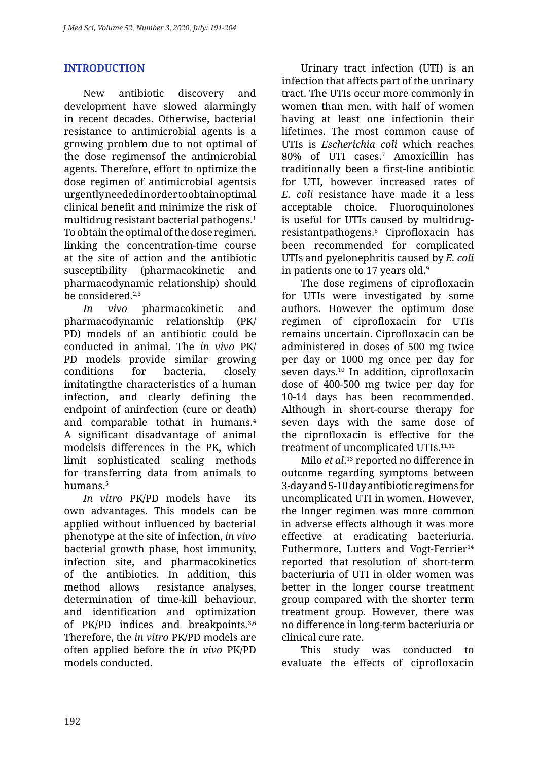## INTRODUCTION

New antibiotic discovery and development have slowed alarmingly in recent decades. Otherwise, bacterial resistance to antimicrobial agents is a growing problem due to not optimal of the dose regimensof the antimicrobial agents. Therefore, effort to optimize the dose regimen of antimicrobial agentsis urgentlyneededinordertoobtainoptimal clinical benefit and minimize the risk of multidrug resistant bacterial pathogens.[1] To obtain the optimal of the dose regimen, linking the concentration-time course at the site of action and the antibiotic susceptibility (pharmacokinetic and pharmacodynamic relationship) should be considered.[2,3]

*In vivo* pharmacokinetic and pharmacodynamic relationship (PK/PD) models of an antibiotic could be conducted in animal. The *in vivo* PK/PD models provide similar growing conditions for bacteria, closely imitatingthe characteristics of a human infection, and clearly defining the endpoint of aninfection (cure or death) and comparable tothat in humans.[4] A significant disadvantage of animal modelsis differences in the PK, which limit sophisticated scaling methods for transferring data from animals to humans.[5]

*In vitro* PK/PD models have its own advantages. This models can be applied without influenced by bacterial phenotype at the site of infection, *in vivo* bacterial growth phase, host immunity, infection site, and pharmacokinetics of the antibiotics. In addition, this method allows resistance analyses, determination of time-kill behaviour, and identification and optimization of PK/PD indices and breakpoints.[3,6] Therefore, the *in vitro* PK/PD models are often applied before the *in vivo* PK/PD models conducted.

Urinary tract infection (UTI) is an infection that affects part of the unrinary tract. The UTIs occur more commonly in women than men, with half of women having at least one infectionin their lifetimes. The most common cause of UTIs is *Escherichia coli* which reaches 80% of UTI cases.[7] Amoxicillin has traditionally been a first-line antibiotic for UTI, however increased rates of *E. coli* resistance have made it a less acceptable choice. Fluoroquinolones is useful for UTIs caused by multidrug-resistantpathogens.[8] Ciprofloxacin has been recommended for complicated UTIs and pyelonephritis caused by *E. coli* in patients one to 17 years old.[9]

The dose regimens of ciprofloxacin for UTIs were investigated by some authors. However the optimum dose regimen of ciprofloxacin for UTIs remains uncertain. Ciprofloxacin can be administered in doses of 500 mg twice per day or 1000 mg once per day for seven days.[10] In addition, ciprofloxacin dose of 400-500 mg twice per day for 10-14 days has been recommended. Although in short-course therapy for seven days with the same dose of the ciprofloxacin is effective for the treatment of uncomplicated UTIs.[11,12]

Milo *et al*.[13] reported no difference in outcome regarding symptoms between 3-day and 5-10 day antibiotic regimens for uncomplicated UTI in women. However, the longer regimen was more common in adverse effects although it was more effective at eradicating bacteriuria. Futhermore, Lutters and Vogt-Ferrier[14] reported that resolution of short-term bacteriuria of UTI in older women was better in the longer course treatment group compared with the shorter term treatment group. However, there was no difference in long-term bacteriuria or clinical cure rate.

This study was conducted to evaluate the effects of ciprofloxacin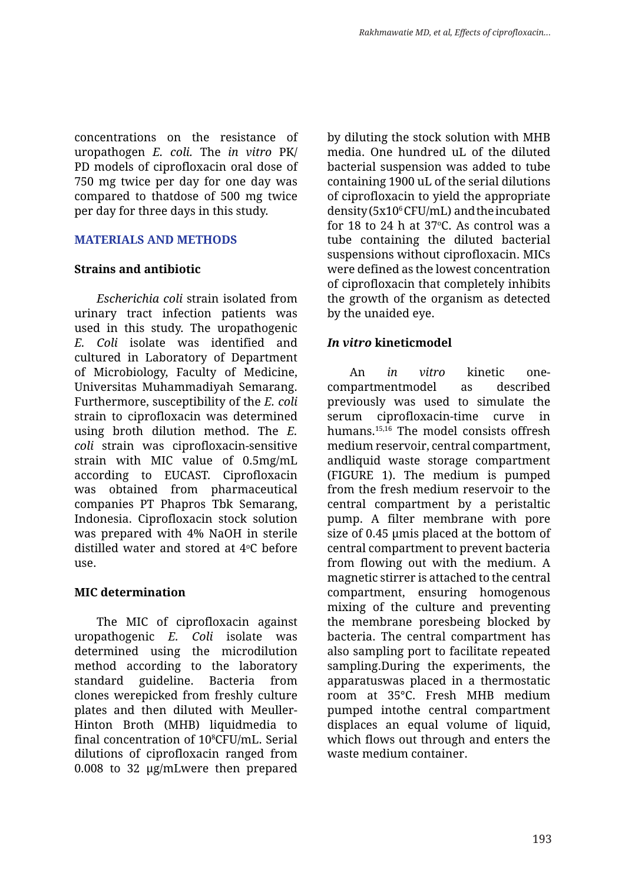concentrations on the resistance of uropathogen *E. coli.* The *in vitro* PK/PD models of ciprofloxacin oral dose of 750 mg twice per day for one day was compared to thatdose of 500 mg twice per day for three days in this study.

## MATERIALS AND METHODS

### Strains and antibiotic

*Escherichia coli* strain isolated from urinary tract infection patients was used in this study. The uropathogenic *E. Coli* isolate was identified and cultured in Laboratory of Department of Microbiology, Faculty of Medicine, Universitas Muhammadiyah Semarang. Furthermore, susceptibility of the *E. coli* strain to ciprofloxacin was determined using broth dilution method. The *E. coli* strain was ciprofloxacin-sensitive strain with MIC value of 0.5mg/mL according to EUCAST. Ciprofloxacin was obtained from pharmaceutical companies PT Phapros Tbk Semarang, Indonesia. Ciprofloxacin stock solution was prepared with 4% NaOH in sterile distilled water and stored at 4$^{o}$C before use.

### MIC determination

The MIC of ciprofloxacin against uropathogenic *E. Coli* isolate was determined using the microdilution method according to the laboratory standard guideline. Bacteria from clones werepicked from freshly culture plates and then diluted with Meuller-Hinton Broth (MHB) liquidmedia to final concentration of $10^{8}$CFU/mL. Serial dilutions of ciprofloxacin ranged from 0.008 to 32 µg/mLwere then prepared by diluting the stock solution with MHB media. One hundred uL of the diluted bacterial suspension was added to tube containing 1900 uL of the serial dilutions of ciprofloxacin to yield the appropriate density ($5x10^{6}$ CFU/mL) and the incubated for 18 to 24 h at 37$^{o}$C. As control was a tube containing the diluted bacterial suspensions without ciprofloxacin. MICs were defined as the lowest concentration of ciprofloxacin that completely inhibits the growth of the organism as detected by the unaided eye.

### *In vitro* kineticmodel

An *in vitro* kinetic one-compartmentmodel as described previously was used to simulate the serum ciprofloxacin-time curve in humans.[15,16] The model consists offresh medium reservoir, central compartment, andliquid waste storage compartment (FIGURE 1). The medium is pumped from the fresh medium reservoir to the central compartment by a peristaltic pump. A filter membrane with pore size of 0.45 µmis placed at the bottom of central compartment to prevent bacteria from flowing out with the medium. A magnetic stirrer is attached to the central compartment, ensuring homogenous mixing of the culture and preventing the membrane poresbeing blocked by bacteria. The central compartment has also sampling port to facilitate repeated sampling.During the experiments, the apparatuswas placed in a thermostatic room at 35°C. Fresh MHB medium pumped intothe central compartment displaces an equal volume of liquid, which flows out through and enters the waste medium container.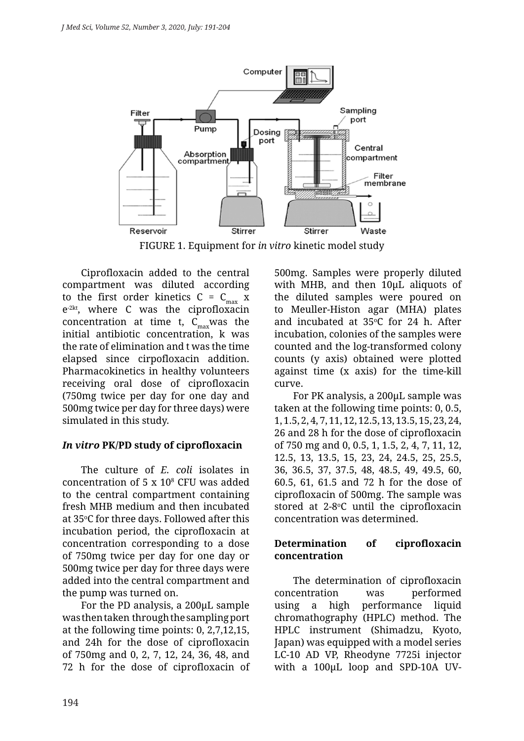FIGURE 1. Equipment for *in vitro* kinetic model study

Ciprofloxacin added to the central compartment was diluted according to the first order kinetics $C = C_{max} \times e^{-2kt}$, where C was the ciprofloxacin concentration at time t, $C_{max}$ was the initial antibiotic concentration, k was the rate of elimination and t was the time elapsed since cirpofloxacin addition. Pharmacokinetics in healthy volunteers receiving oral dose of ciprofloxacin (750mg twice per day for one day and 500mg twice per day for three days) were simulated in this study.

### *In vitro* PK/PD study of ciprofloxacin

The culture of *E. coli* isolates in concentration of 5 x $10^8$ CFU was added to the central compartment containing fresh MHB medium and then incubated at 35°C for three days. Followed after this incubation period, the ciprofloxacin at concentration corresponding to a dose of 750mg twice per day for one day or 500mg twice per day for three days were added into the central compartment and the pump was turned on.

For the PD analysis, a 200µL sample was then taken through the sampling port at the following time points: 0, 2,7,12,15, and 24h for the dose of ciprofloxacin of 750mg and 0, 2, 7, 12, 24, 36, 48, and 72 h for the dose of ciprofloxacin of 500mg. Samples were properly diluted with MHB, and then 10µL aliquots of the diluted samples were poured on to Meuller-Histon agar (MHA) plates and incubated at 35°C for 24 h. After incubation, colonies of the samples were counted and the log-transformed colony counts (y axis) obtained were plotted against time (x axis) for the time-kill curve.

For PK analysis, a 200µL sample was taken at the following time points: 0, 0.5, 1, 1.5, 2, 4, 7, 11, 12, 12.5, 13, 13.5, 15, 23, 24, 26 and 28 h for the dose of ciprofloxacin of 750 mg and 0, 0.5, 1, 1.5, 2, 4, 7, 11, 12, 12.5, 13, 13.5, 15, 23, 24, 24.5, 25, 25.5, 36, 36.5, 37, 37.5, 48, 48.5, 49, 49.5, 60, 60.5, 61, 61.5 and 72 h for the dose of ciprofloxacin of 500mg. The sample was stored at 2-8°C until the ciprofloxacin concentration was determined.

### Determination of ciprofloxacin concentration

The determination of ciprofloxacin concentration was performed using a high performance liquid chromathography (HPLC) method. The HPLC instrument (Shimadzu, Kyoto, Japan) was equipped with a model series LC-10 AD VP, Rheodyne 7725i injector with a 100µL loop and SPD-10A UV-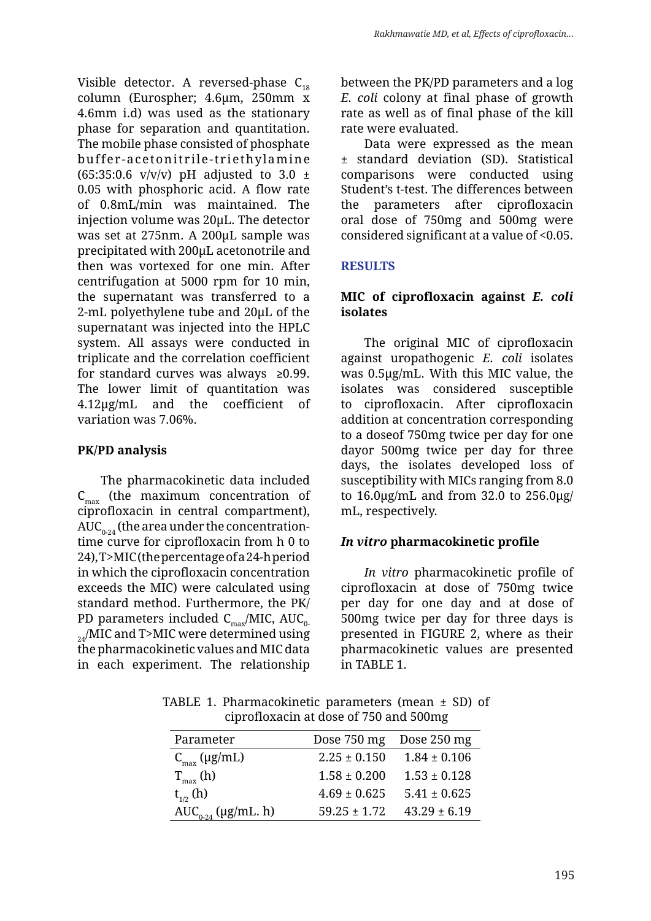Visible detector. A reversed-phase $C_{18}$ column (Eurospher; 4.6μm, 250mm x 4.6mm i.d) was used as the stationary phase for separation and quantitation. The mobile phase consisted of phosphate buffer-acetonitrile-triethylamine (65:35:0.6 v/v/v) pH adjusted to 3.0 ± 0.05 with phosphoric acid. A flow rate of 0.8mL/min was maintained. The injection volume was 20μL. The detector was set at 275nm. A 200μL sample was precipitated with 200μL acetonotrile and then was vortexed for one min. After centrifugation at 5000 rpm for 10 min, the supernatant was transferred to a 2-mL polyethylene tube and 20μL of the supernatant was injected into the HPLC system. All assays were conducted in triplicate and the correlation coefficient for standard curves was always ≥0.99. The lower limit of quantitation was 4.12μg/mL and the coefficient of variation was 7.06%.

**PK/PD analysis**

The pharmacokinetic data included $C_{max}$ (the maximum concentration of ciprofloxacin in central compartment), $AUC_{0-24}$ (the area under the concentration-time curve for ciprofloxacin from h 0 to 24), T>MIC (the percentage of a 24-h period in which the ciprofloxacin concentration exceeds the MIC) were calculated using standard method. Furthermore, the PK/PD parameters included $C_{max}$/MIC, $AUC_{0-24}$/MIC and T>MIC were determined using the pharmacokinetic values and MIC data in each experiment. The relationship between the PK/PD parameters and a log *E. coli* colony at final phase of growth rate as well as of final phase of the kill rate were evaluated.

Data were expressed as the mean ± standard deviation (SD). Statistical comparisons were conducted using Student's t-test. The differences between the parameters after ciprofloxacin oral dose of 750mg and 500mg were considered significant at a value of <0.05.

## RESULTS

**MIC of ciprofloxacin against *E. coli* isolates**

The original MIC of ciprofloxacin against uropathogenic *E. coli* isolates was 0.5μg/mL. With this MIC value, the isolates was considered susceptible to ciprofloxacin. After ciprofloxacin addition at concentration corresponding to a doseof 750mg twice per day for one dayor 500mg twice per day for three days, the isolates developed loss of susceptibility with MICs ranging from 8.0 to 16.0μg/mL and from 32.0 to 256.0μg/mL, respectively.

***In vitro* pharmacokinetic profile**

*In vitro* pharmacokinetic profile of ciprofloxacin at dose of 750mg twice per day for one day and at dose of 500mg twice per day for three days is presented in FIGURE 2, where as their pharmacokinetic values are presented in TABLE 1.

TABLE 1. Pharmacokinetic parameters (mean ± SD) of ciprofloxacin at dose of 750 and 500mg

| Parameter | Dose 750 mg | Dose 250 mg |
|---|---|---|
| $C_{max}$ (μg/mL) | 2.25 ± 0.150 | 1.84 ± 0.106 |
| $T_{max}$ (h) | 1.58 ± 0.200 | 1.53 ± 0.128 |
| $t_{1/2}$ (h) | 4.69 ± 0.625 | 5.41 ± 0.625 |
| $AUC_{0-24}$ (μg/mL. h) | 59.25 ± 1.72 | 43.29 ± 6.19 |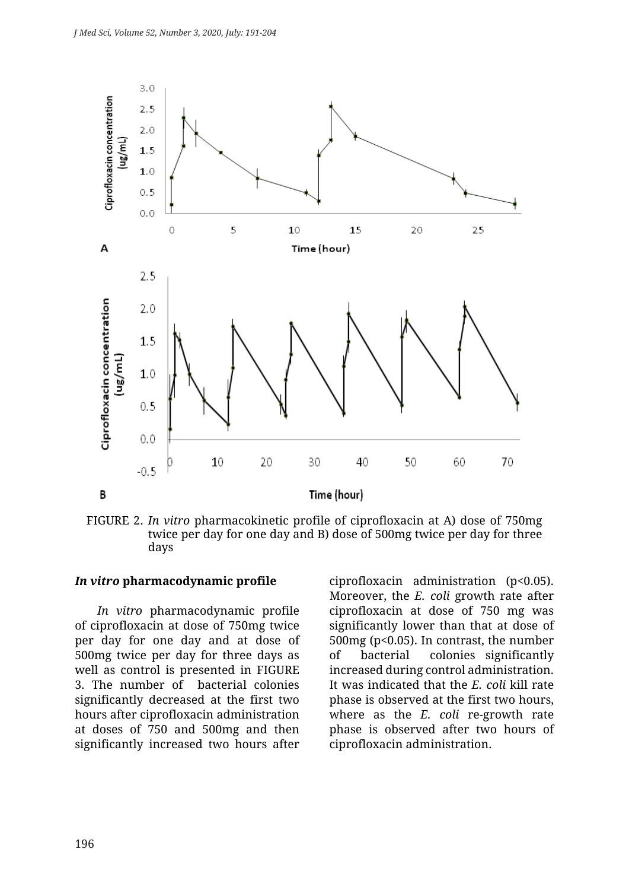FIGURE 2. *In vitro* pharmacokinetic profile of ciprofloxacin at A) dose of 750mg twice per day for one day and B) dose of 500mg twice per day for three days

### *In vitro* pharmacodynamic profile

*In vitro* pharmacodynamic profile of ciprofloxacin at dose of 750mg twice per day for one day and at dose of 500mg twice per day for three days as well as control is presented in FIGURE 3. The number of bacterial colonies significantly decreased at the first two hours after ciprofloxacin administration at doses of 750 and 500mg and then significantly increased two hours after ciprofloxacin administration ($p<0.05$). Moreover, the *E. coli* growth rate after ciprofloxacin at dose of 750 mg was significantly lower than that at dose of 500mg ($p<0.05$). In contrast, the number of bacterial colonies significantly increased during control administration. It was indicated that the *E. coli* kill rate phase is observed at the first two hours, where as the *E. coli* re-growth rate phase is observed after two hours of ciprofloxacin administration.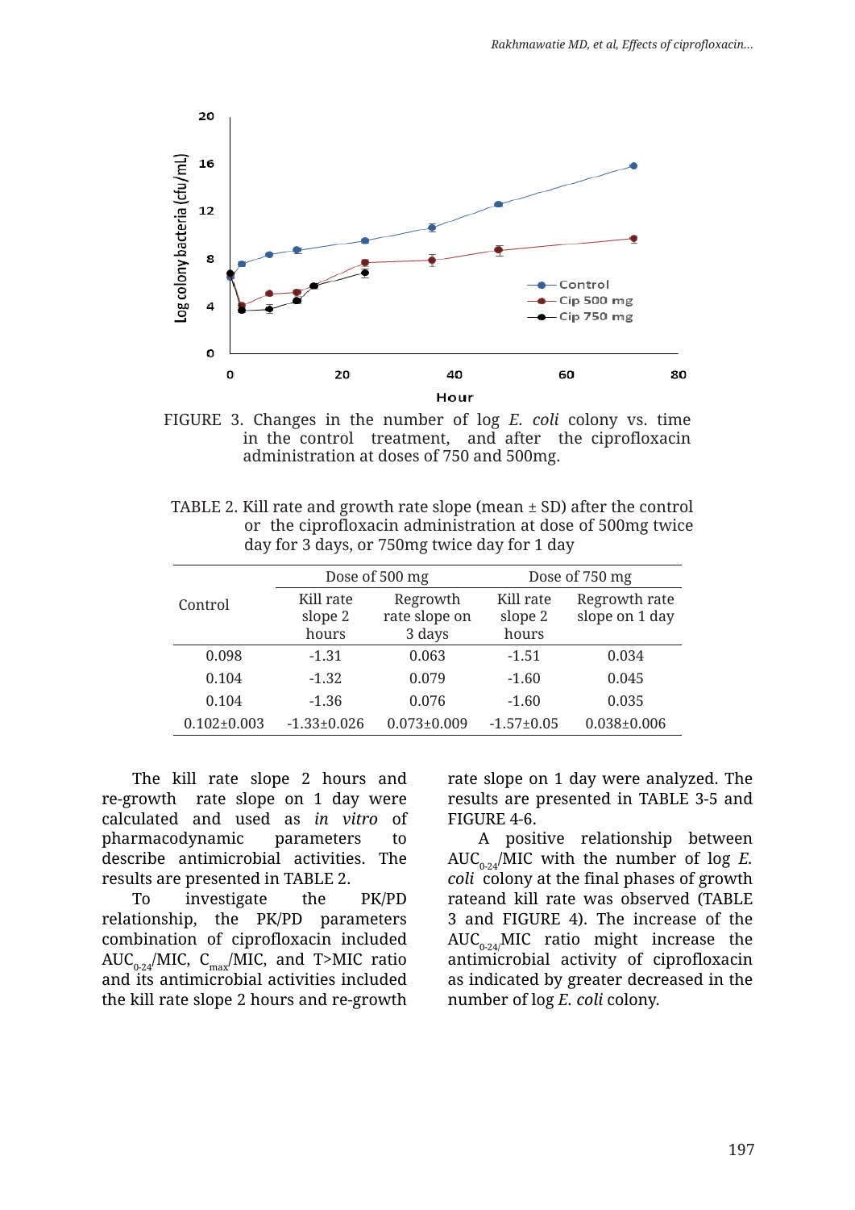FIGURE 3. Changes in the number of log *E. coli* colony vs. time in the control treatment, and after the ciprofloxacin administration at doses of 750 and 500mg.

TABLE 2. Kill rate and growth rate slope (mean ± SD) after the control or the ciprofloxacin administration at dose of 500mg twice day for 3 days, or 750mg twice day for 1 day

| Control | Dose of 500 mg | | Dose of 750 mg | |
|---|---|---|---|---|
| | Kill rate slope 2 hours | Regrowth rate slope on 3 days | Kill rate slope 2 hours | Regrowth rate slope on 1 day |
| 0.098 | -1.31 | 0.063 | -1.51 | 0.034 |
| 0.104 | -1.32 | 0.079 | -1.60 | 0.045 |
| 0.104 | -1.36 | 0.076 | -1.60 | 0.035 |
| 0.102±0.003 | -1.33±0.026 | 0.073±0.009 | -1.57±0.05 | 0.038±0.006 |

The kill rate slope 2 hours and re-growth rate slope on 1 day were calculated and used as *in vitro* of pharmacodynamic parameters to describe antimicrobial activities. The results are presented in TABLE 2.

To investigate the PK/PD relationship, the PK/PD parameters combination of ciprofloxacin included $AUC_{0-24}$/MIC, $C_{max}$/MIC, and T>MIC ratio and its antimicrobial activities included the kill rate slope 2 hours and re-growth rate slope on 1 day were analyzed. The results are presented in TABLE 3-5 and FIGURE 4-6.

A positive relationship between $AUC_{0-24}$/MIC with the number of log *E. coli* colony at the final phases of growth rateand kill rate was observed (TABLE 3 and FIGURE 4). The increase of the $AUC_{0-24}$/MIC ratio might increase the antimicrobial activity of ciprofloxacin as indicated by greater decreased in the number of log *E. coli* colony.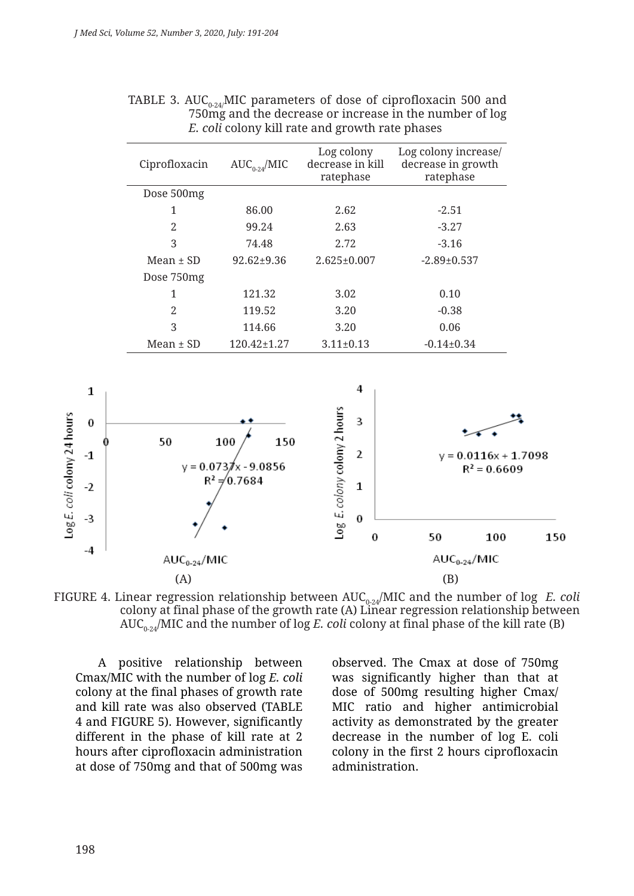TABLE 3. $AUC_{0-24}$/MIC parameters of dose of ciprofloxacin 500 and 750mg and the decrease or increase in the number of log *E. coli* colony kill rate and growth rate phases

| Ciprofloxacin | $AUC_{0-24}$/MIC | Log colony decrease in kill ratephase | Log colony increase/ decrease in growth ratephase |
|---|---|---|---|
| Dose 500mg | | | |
| 1 | 86.00 | 2.62 | -2.51 |
| 2 | 99.24 | 2.63 | -3.27 |
| 3 | 74.48 | 2.72 | -3.16 |
| Mean ± SD | 92.62±9.36 | 2.625±0.007 | -2.89±0.537 |
| Dose 750mg | | | |
| 1 | 121.32 | 3.02 | 0.10 |
| 2 | 119.52 | 3.20 | -0.38 |
| 3 | 114.66 | 3.20 | 0.06 |
| Mean ± SD | 120.42±1.27 | 3.11±0.13 | -0.14±0.34 |

FIGURE 4. Linear regression relationship between $AUC_{0-24}$/MIC and the number of log *E. coli* colony at final phase of the growth rate (A) Linear regression relationship between $AUC_{0-24}$/MIC and the number of log *E. coli* colony at final phase of the kill rate (B)

A positive relationship between Cmax/MIC with the number of log *E. coli* colony at the final phases of growth rate and kill rate was also observed (TABLE 4 and FIGURE 5). However, significantly different in the phase of kill rate at 2 hours after ciprofloxacin administration at dose of 750mg and that of 500mg was observed. The Cmax at dose of 750mg was significantly higher than that at dose of 500mg resulting higher Cmax/MIC ratio and higher antimicrobial activity as demonstrated by the greater decrease in the number of log E. coli colony in the first 2 hours ciprofloxacin administration.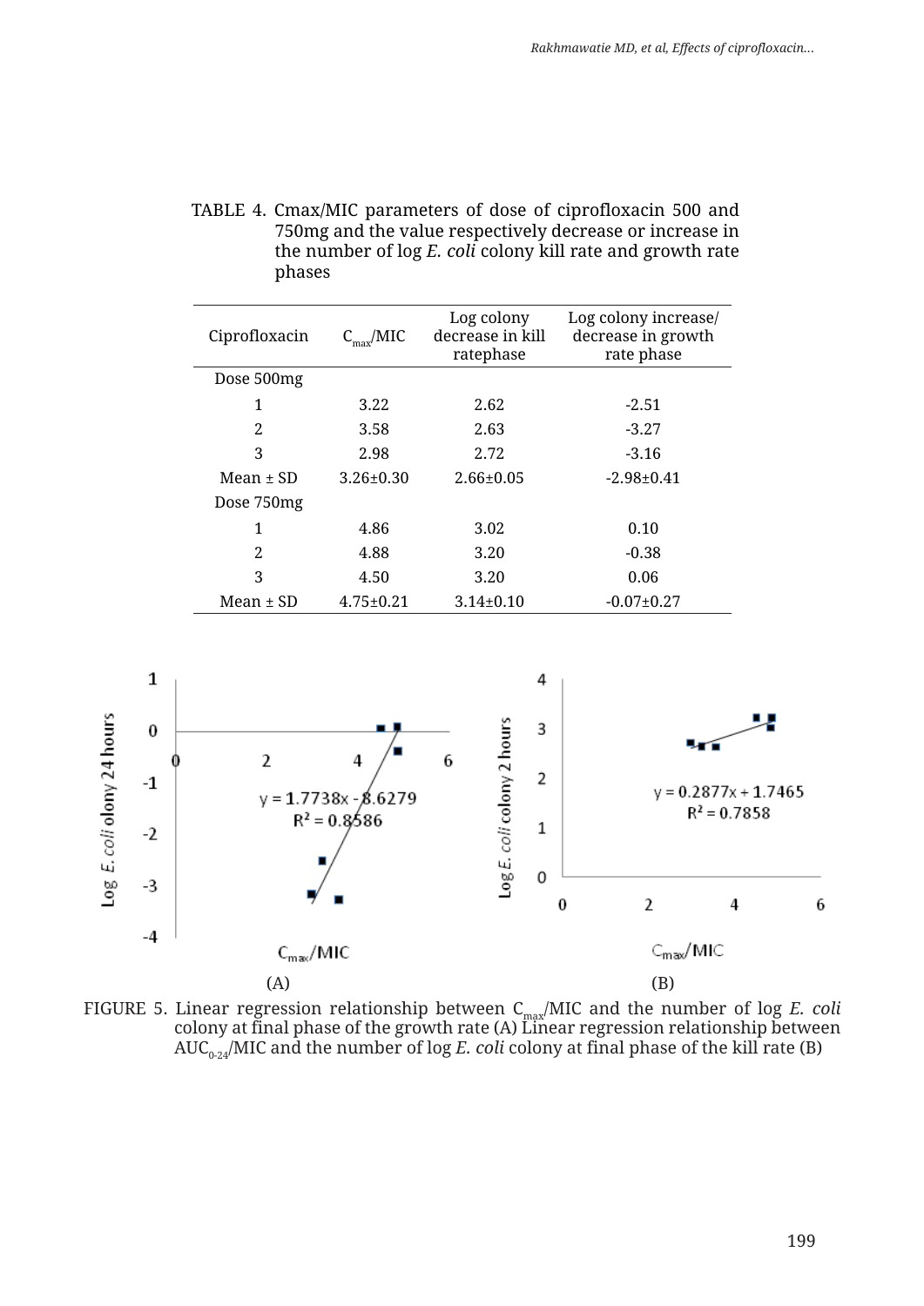TABLE 4. Cmax/MIC parameters of dose of ciprofloxacin 500 and 750mg and the value respectively decrease or increase in the number of log *E. coli* colony kill rate and growth rate phases

| Ciprofloxacin | $C_{max}$/MIC | Log colony decrease in kill ratephase | Log colony increase/ decrease in growth rate phase |
|---|---|---|---|
| Dose 500mg | | | |
| 1 | 3.22 | 2.62 | -2.51 |
| 2 | 3.58 | 2.63 | -3.27 |
| 3 | 2.98 | 2.72 | -3.16 |
| Mean ± SD | 3.26±0.30 | 2.66±0.05 | -2.98±0.41 |
| Dose 750mg | | | |
| 1 | 4.86 | 3.02 | 0.10 |
| 2 | 4.88 | 3.20 | -0.38 |
| 3 | 4.50 | 3.20 | 0.06 |
| Mean ± SD | 4.75±0.21 | 3.14±0.10 | -0.07±0.27 |

(A) (B)

FIGURE 5. Linear regression relationship between $C_{max}$/MIC and the number of log *E. coli* colony at final phase of the growth rate (A) Linear regression relationship between $AUC_{0-24}$/MIC and the number of log *E. coli* colony at final phase of the kill rate (B)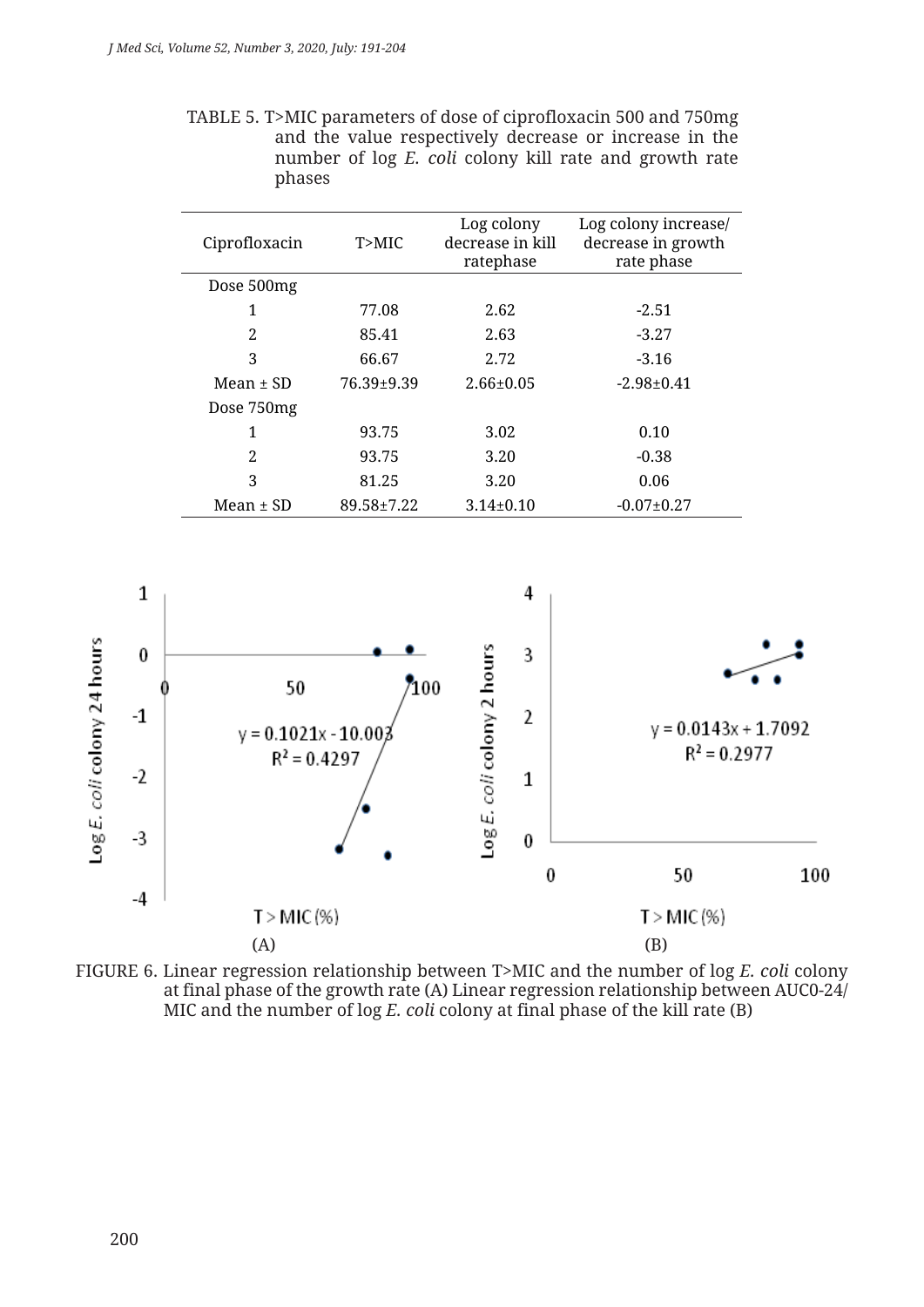TABLE 5. T>MIC parameters of dose of ciprofloxacin 500 and 750mg and the value respectively decrease or increase in the number of log *E. coli* colony kill rate and growth rate phases

| Ciprofloxacin | T>MIC | Log colony decrease in kill ratephase | Log colony increase/ decrease in growth rate phase |
|---|---|---|---|
| Dose 500mg | | | |
| 1 | 77.08 | 2.62 | -2.51 |
| 2 | 85.41 | 2.63 | -3.27 |
| 3 | 66.67 | 2.72 | -3.16 |
| Mean ± SD | 76.39±9.39 | 2.66±0.05 | -2.98±0.41 |
| Dose 750mg | | | |
| 1 | 93.75 | 3.02 | 0.10 |
| 2 | 93.75 | 3.20 | -0.38 |
| 3 | 81.25 | 3.20 | 0.06 |
| Mean ± SD | 89.58±7.22 | 3.14±0.10 | -0.07±0.27 |

FIGURE 6. Linear regression relationship between T>MIC and the number of log *E. coli* colony at final phase of the growth rate (A) Linear regression relationship between AUC0-24/ MIC and the number of log *E. coli* colony at final phase of the kill rate (B)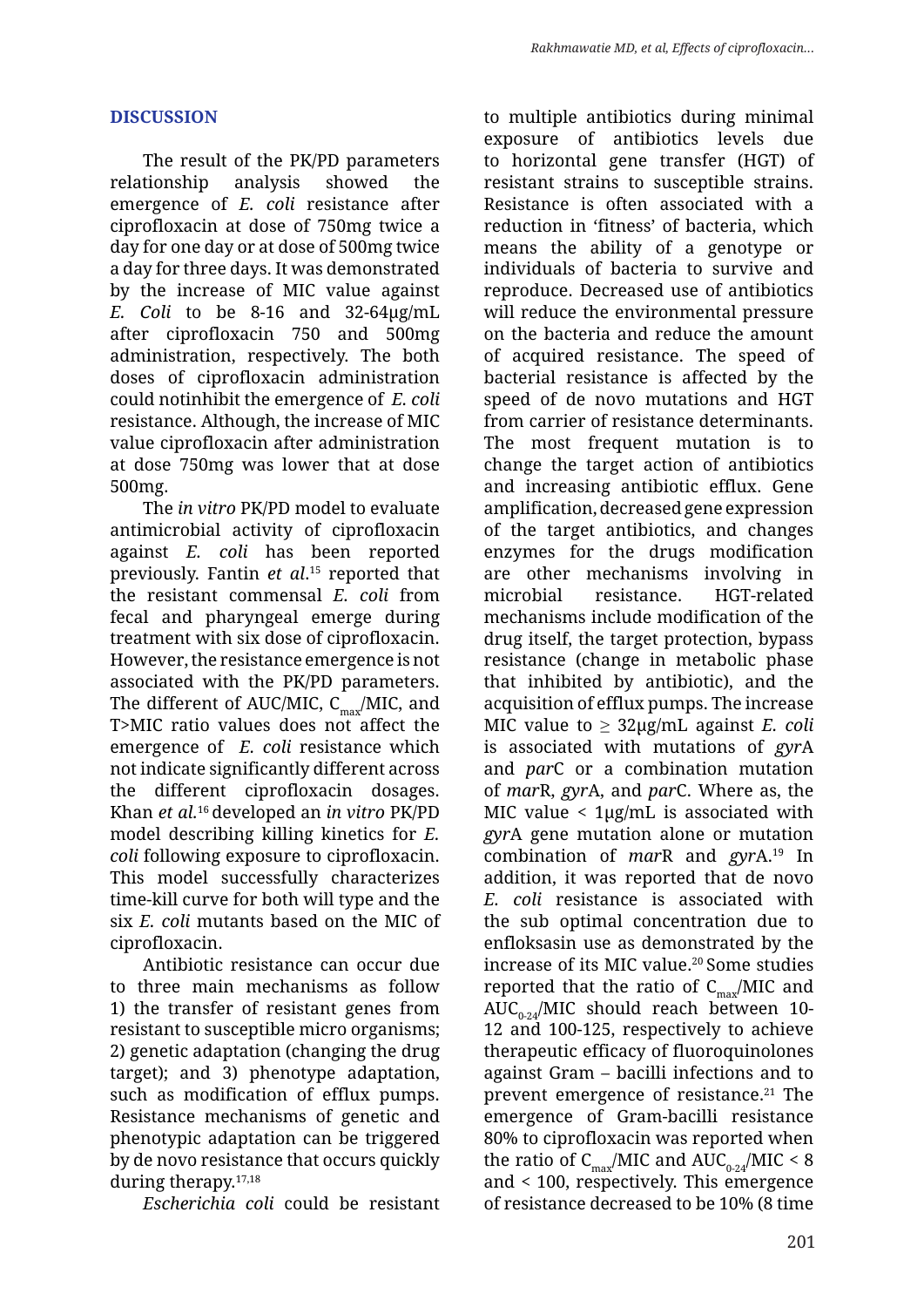## DISCUSSION

The result of the PK/PD parameters relationship analysis showed the emergence of *E. coli* resistance after ciprofloxacin at dose of 750mg twice a day for one day or at dose of 500mg twice a day for three days. It was demonstrated by the increase of MIC value against *E. Coli* to be 8-16 and 32-64μg/mL after ciprofloxacin 750 and 500mg administration, respectively. The both doses of ciprofloxacin administration could notinhibit the emergence of *E. coli* resistance. Although, the increase of MIC value ciprofloxacin after administration at dose 750mg was lower that at dose 500mg.

The *in vitro* PK/PD model to evaluate antimicrobial activity of ciprofloxacin against *E. coli* has been reported previously. Fantin *et al.*[15] reported that the resistant commensal *E. coli* from fecal and pharyngeal emerge during treatment with six dose of ciprofloxacin. However, the resistance emergence is not associated with the PK/PD parameters. The different of AUC/MIC, $C_{max}$/MIC, and T>MIC ratio values does not affect the emergence of *E. coli* resistance which not indicate significantly different across the different ciprofloxacin dosages. Khan *et al.*[16] developed an *in vitro* PK/PD model describing killing kinetics for *E. coli* following exposure to ciprofloxacin. This model successfully characterizes time-kill curve for both will type and the six *E. coli* mutants based on the MIC of ciprofloxacin.

Antibiotic resistance can occur due to three main mechanisms as follow 1) the transfer of resistant genes from resistant to susceptible micro organisms; 2) genetic adaptation (changing the drug target); and 3) phenotype adaptation, such as modification of efflux pumps. Resistance mechanisms of genetic and phenotypic adaptation can be triggered by de novo resistance that occurs quickly during therapy.[17,18]

*Escherichia coli* could be resistant to multiple antibiotics during minimal exposure of antibiotics levels due to horizontal gene transfer (HGT) of resistant strains to susceptible strains. Resistance is often associated with a reduction in 'fitness' of bacteria, which means the ability of a genotype or individuals of bacteria to survive and reproduce. Decreased use of antibiotics will reduce the environmental pressure on the bacteria and reduce the amount of acquired resistance. The speed of bacterial resistance is affected by the speed of de novo mutations and HGT from carrier of resistance determinants. The most frequent mutation is to change the target action of antibiotics and increasing antibiotic efflux. Gene amplification, decreased gene expression of the target antibiotics, and changes enzymes for the drugs modification are other mechanisms involving in microbial resistance. HGT-related mechanisms include modification of the drug itself, the target protection, bypass resistance (change in metabolic phase that inhibited by antibiotic), and the acquisition of efflux pumps. The increase MIC value to ≥ 32μg/mL against *E. coli* is associated with mutations of *gyr*A and *par*C or a combination mutation of *mar*R, *gyr*A, and *par*C. Where as, the MIC value < 1μg/mL is associated with *gyr*A gene mutation alone or mutation combination of *mar*R and *gyr*A.[19] In addition, it was reported that de novo *E. coli* resistance is associated with the sub optimal concentration due to enfloksasin use as demonstrated by the increase of its MIC value.[20] Some studies reported that the ratio of $C_{max}$/MIC and $AUC_{0-24}$/MIC should reach between 10-12 and 100-125, respectively to achieve therapeutic efficacy of fluoroquinolones against Gram – bacilli infections and to prevent emergence of resistance.[21] The emergence of Gram-bacilli resistance 80% to ciprofloxacin was reported when the ratio of $C_{max}$/MIC and $AUC_{0-24}$/MIC < 8 and < 100, respectively. This emergence of resistance decreased to be 10% (8 time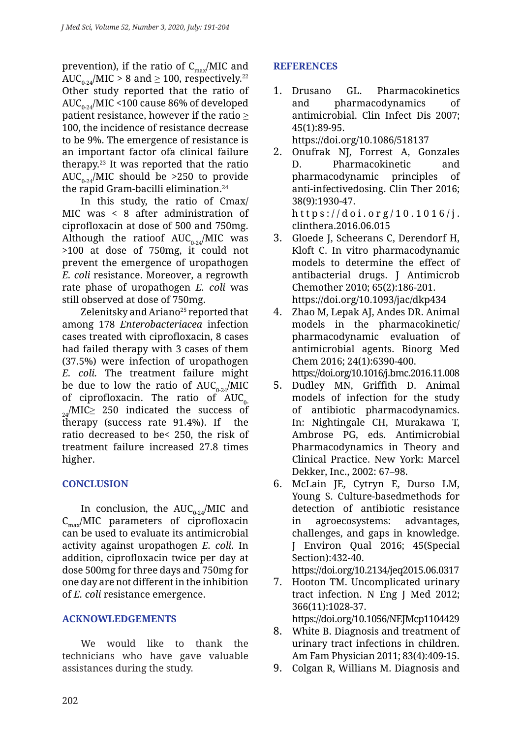prevention), if the ratio of $C_{max}$/MIC and $AUC_{0-24}$/MIC > 8 and ≥ 100, respectively.[22] Other study reported that the ratio of $AUC_{0-24}$/MIC <100 cause 86% of developed patient resistance, however if the ratio ≥ 100, the incidence of resistance decrease to be 9%. The emergence of resistance is an important factor ofa clinical failure therapy.[23] It was reported that the ratio $AUC_{0-24}$/MIC should be >250 to provide the rapid Gram-bacilli elimination.[24]

In this study, the ratio of Cmax/ MIC was < 8 after administration of ciprofloxacin at dose of 500 and 750mg. Although the ratioof $AUC_{0-24}$/MIC was >100 at dose of 750mg, it could not prevent the emergence of uropathogen *E. coli* resistance. Moreover, a regrowth rate phase of uropathogen *E. coli* was still observed at dose of 750mg.

Zelenitsky and Ariano[25] reported that among 178 *Enterobacteriacea* infection cases treated with ciprofloxacin, 8 cases had failed therapy with 3 cases of them (37.5%) were infection of uropathogen *E. coli.* The treatment failure might be due to low the ratio of $AUC_{0-24}$/MIC of ciprofloxacin. The ratio of $AUC_{0-24}$/MIC≥ 250 indicated the success of therapy (success rate 91.4%). If the ratio decreased to be< 250, the risk of treatment failure increased 27.8 times higher.

## CONCLUSION

In conclusion, the $AUC_{0-24}$/MIC and $C_{max}$/MIC parameters of ciprofloxacin can be used to evaluate its antimicrobial activity against uropathogen *E. coli.* In addition, ciprofloxacin twice per day at dose 500mg for three days and 750mg for one day are not different in the inhibition of *E. coli* resistance emergence.

## ACKNOWLEDGEMENTS

We would like to thank the technicians who have gave valuable assistances during the study.

## REFERENCES

1. Drusano GL. Pharmacokinetics and pharmacodynamics of antimicrobial. Clin Infect Dis 2007; 45(1):89-95. https://doi.org/10.1086/518137
2. Onufrak NJ, Forrest A, Gonzales D. Pharmacokinetic and pharmacodynamic principles of anti-infectivedosing. Clin Ther 2016; 38(9):1930-47. https://doi.org/10.1016/j.clinthera.2016.06.015
3. Gloede J, Scheerans C, Derendorf H, Kloft C. In vitro pharmacodynamic models to determine the effect of antibacterial drugs. J Antimicrob Chemother 2010; 65(2):186-201. https://doi.org/10.1093/jac/dkp434
4. Zhao M, Lepak AJ, Andes DR. Animal models in the pharmacokinetic/ pharmacodynamic evaluation of antimicrobial agents. Bioorg Med Chem 2016; 24(1):6390-400. https://doi.org/10.1016/j.bmc.2016.11.008
5. Dudley MN, Griffith D. Animal models of infection for the study of antibiotic pharmacodynamics. In: Nightingale CH, Murakawa T, Ambrose PG, eds. Antimicrobial Pharmacodynamics in Theory and Clinical Practice. New York: Marcel Dekker, Inc., 2002: 67–98.
6. McLain JE, Cytryn E, Durso LM, Young S. Culture-basedmethods for detection of antibiotic resistance in agroecosystems: advantages, challenges, and gaps in knowledge. J Environ Qual 2016; 45(Special Section):432-40. https://doi.org/10.2134/jeq2015.06.0317
7. Hooton TM. Uncomplicated urinary tract infection. N Eng J Med 2012; 366(11):1028-37. https://doi.org/10.1056/NEJMcp1104429
8. White B. Diagnosis and treatment of urinary tract infections in children. Am Fam Physician 2011; 83(4):409-15.
9. Colgan R, Willians M. Diagnosis and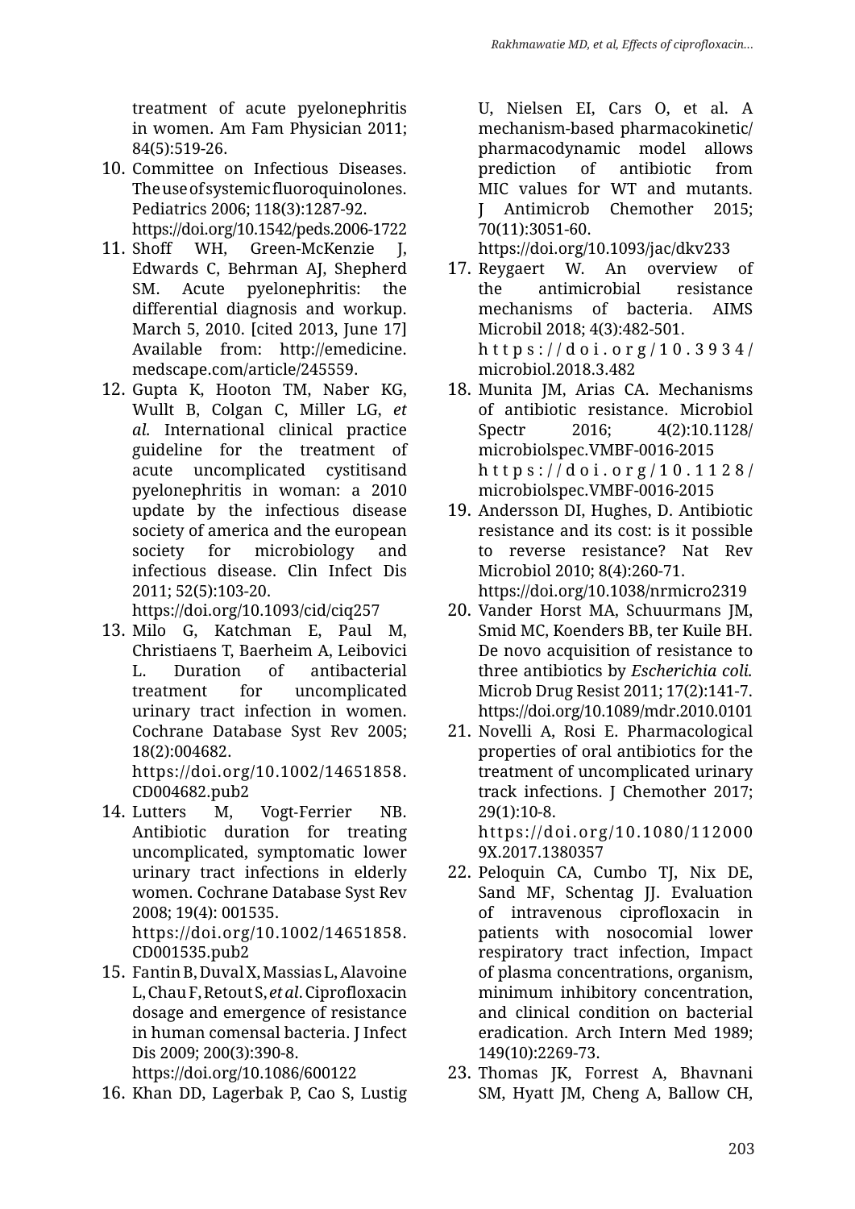treatment of acute pyelonephritis in women. Am Fam Physician 2011; 84(5):519-26.

10. Committee on Infectious Diseases. The use of systemic fluoroquinolones. Pediatrics 2006; 118(3):1287-92. https://doi.org/10.1542/peds.2006-1722
11. Shoff WH, Green-McKenzie J, Edwards C, Behrman AJ, Shepherd SM. Acute pyelonephritis: the differential diagnosis and workup. March 5, 2010. [cited 2013, June 17] Available from: http://emedicine.medscape.com/article/245559.
12. Gupta K, Hooton TM, Naber KG, Wullt B, Colgan C, Miller LG, *et al.* International clinical practice guideline for the treatment of acute uncomplicated cystitisand pyelonephritis in woman: a 2010 update by the infectious disease society of america and the european society for microbiology and infectious disease. Clin Infect Dis 2011; 52(5):103-20. https://doi.org/10.1093/cid/ciq257
13. Milo G, Katchman E, Paul M, Christiaens T, Baerheim A, Leibovici L. Duration of antibacterial treatment for uncomplicated urinary tract infection in women. Cochrane Database Syst Rev 2005; 18(2):004682. https://doi.org/10.1002/14651858.CD004682.pub2
14. Lutters M, Vogt-Ferrier NB. Antibiotic duration for treating uncomplicated, symptomatic lower urinary tract infections in elderly women. Cochrane Database Syst Rev 2008; 19(4): 001535. https://doi.org/10.1002/14651858.CD001535.pub2
15. Fantin B, Duval X, Massias L, Alavoine L, Chau F, Retout S, *et al.* Ciprofloxacin dosage and emergence of resistance in human comensal bacteria. J Infect Dis 2009; 200(3):390-8. https://doi.org/10.1086/600122
16. Khan DD, Lagerbak P, Cao S, Lustig U, Nielsen EI, Cars O, et al. A mechanism-based pharmacokinetic/pharmacodynamic model allows prediction of antibiotic from MIC values for WT and mutants. J Antimicrob Chemother 2015; 70(11):3051-60. https://doi.org/10.1093/jac/dkv233
17. Reygaert W. An overview of the antimicrobial resistance mechanisms of bacteria. AIMS Microbil 2018; 4(3):482-501. https://doi.org/10.3934/microbiol.2018.3.482
18. Munita JM, Arias CA. Mechanisms of antibiotic resistance. Microbiol Spectr 2016; 4(2):10.1128/microbiolspec.VMBF-0016-2015 https://doi.org/10.1128/microbiolspec.VMBF-0016-2015
19. Andersson DI, Hughes, D. Antibiotic resistance and its cost: is it possible to reverse resistance? Nat Rev Microbiol 2010; 8(4):260-71. https://doi.org/10.1038/nrmicro2319
20. Vander Horst MA, Schuurmans JM, Smid MC, Koenders BB, ter Kuile BH. De novo acquisition of resistance to three antibiotics by *Escherichia coli.* Microb Drug Resist 2011; 17(2):141-7. https://doi.org/10.1089/mdr.2010.0101
21. Novelli A, Rosi E. Pharmacological properties of oral antibiotics for the treatment of uncomplicated urinary track infections. J Chemother 2017; 29(1):10-8. https://doi.org/10.1080/1120009X.2017.1380357
22. Peloquin CA, Cumbo TJ, Nix DE, Sand MF, Schentag JJ. Evaluation of intravenous ciprofloxacin in patients with nosocomial lower respiratory tract infection, Impact of plasma concentrations, organism, minimum inhibitory concentration, and clinical condition on bacterial eradication. Arch Intern Med 1989; 149(10):2269-73.
23. Thomas JK, Forrest A, Bhavnani SM, Hyatt JM, Cheng A, Ballow CH,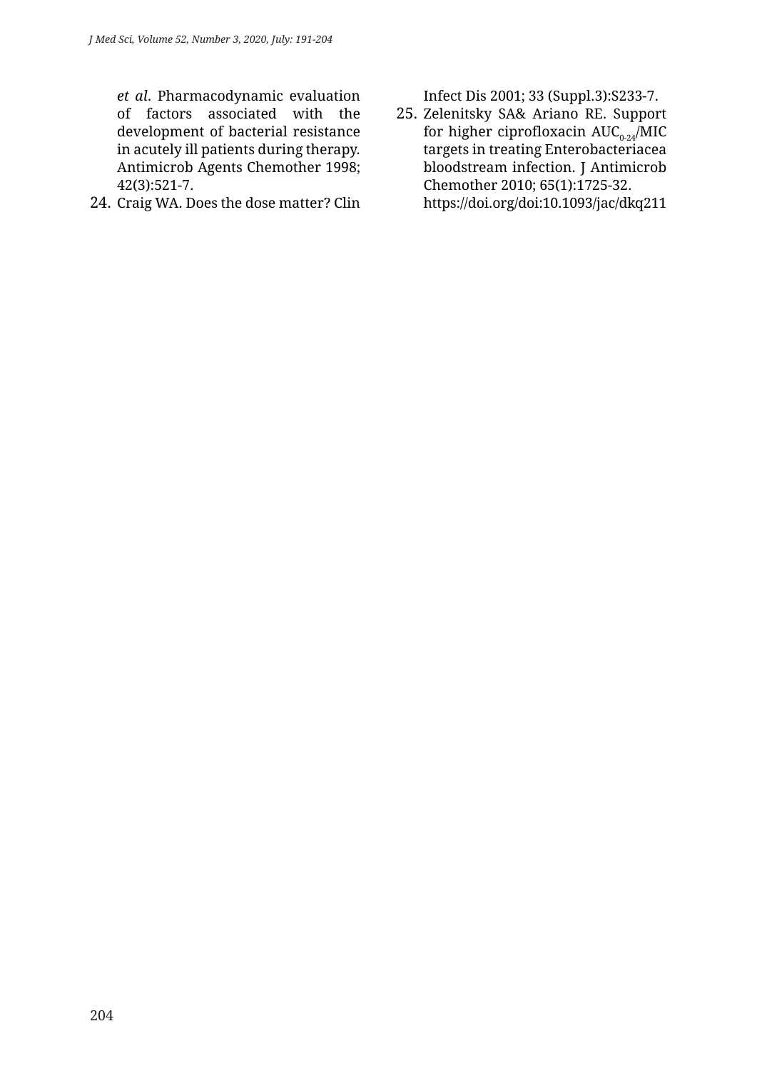*et al.* Pharmacodynamic evaluation of factors associated with the development of bacterial resistance in acutely ill patients during therapy. Antimicrob Agents Chemother 1998; 42(3):521-7.

24. Craig WA. Does the dose matter? Clin Infect Dis 2001; 33 (Suppl.3):S233-7.
25. Zelenitsky SA& Ariano RE. Support for higher ciprofloxacin $AUC_{0-24}$/MIC targets in treating Enterobacteriacea bloodstream infection. J Antimicrob Chemother 2010; 65(1):1725-32. https://doi.org/doi:10.1093/jac/dkq211